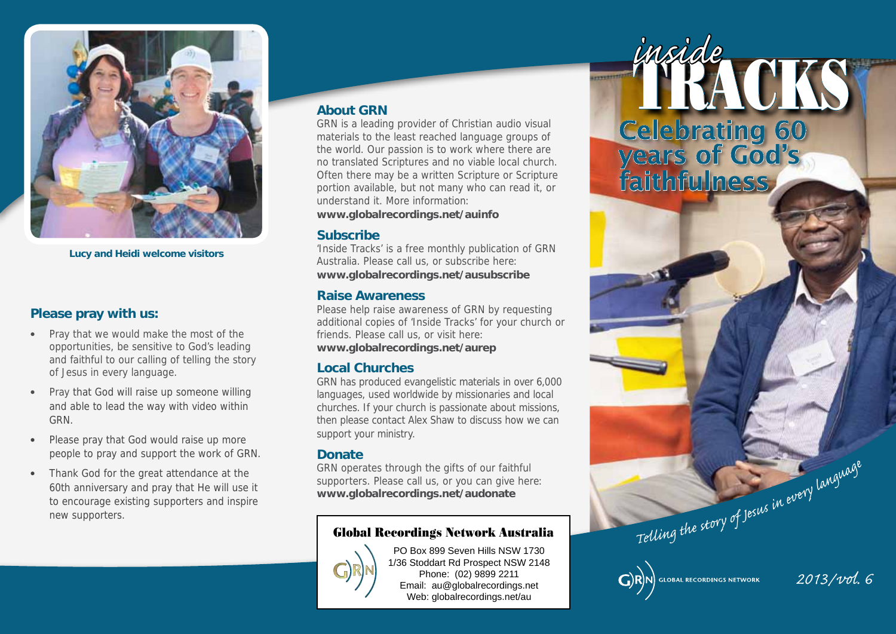Lucy and Heidi welcome visitors

## Please pray with us:

- Pray that we would make the most of the opportunities, be sensitive to God's leading and faithful to our calling of telling the story of Jesus in every language.
- Pray that God will raise up someone willing and able to lead the way with video within GRN.
- Please pray that God would raise up more people to pray and support the work of GRN.
- Thank God for the great attendance at the 60th anniversary and pray that He will use it to encourage existing supporters and inspire new supporters.

## About GRN

GRN is a leading provider of Christian audio visual materials to the least reached language groups of the world. Our passion is to work where there are no translated Scriptures and no viable local church. Often there may be a written Scripture or Scripture portion available, but not many who can read it, or understand it. More information:
**www.globalrecordings.net/auinfo**

## Subscribe

'Inside Tracks' is a free monthly publication of GRN Australia. Please call us, or subscribe here:
**www.globalrecordings.net/ausubscribe**

## Raise Awareness

Please help raise awareness of GRN by requesting additional copies of 'Inside Tracks' for your church or friends. Please call us, or visit here:
**www.globalrecordings.net/aurep**

## Local Churches

GRN has produced evangelistic materials in over 6,000 languages, used worldwide by missionaries and local churches. If your church is passionate about missions, then please contact Alex Shaw to discuss how we can support your ministry.

## Donate

GRN operates through the gifts of our faithful supporters. Please call us, or you can give here:
**www.globalrecordings.net/audonate**

### Global Recordings Network Australia

PO Box 899 Seven Hills NSW 1730
1/36 Stoddart Rd Prospect NSW 2148
Phone: (02) 9899 2211
Email: au@globalrecordings.net
Web: globalrecordings.net/au

# *inside* TRACKS

## Celebrating 60 years of God's faithfulness

*Telling the story of Jesus in every language*

GLOBAL RECORDINGS NETWORK

*2013/vol. 6*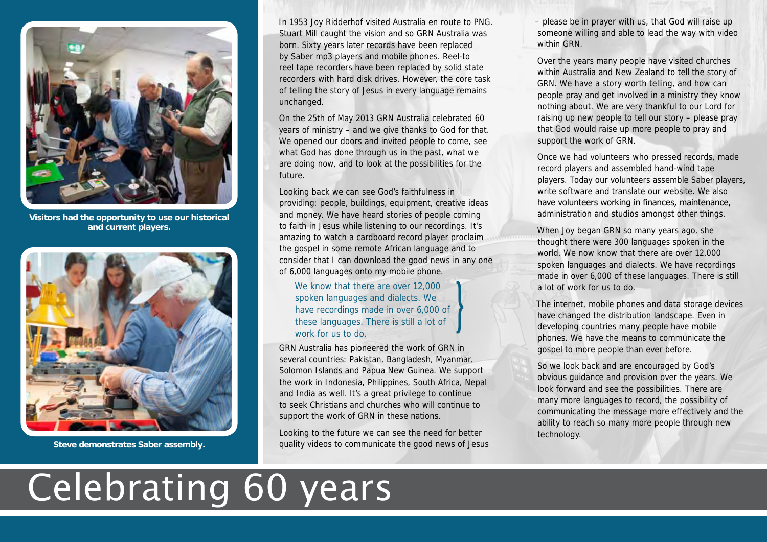# Celebrating 60 years

Visitors had the opportunity to use our historical and current players.

Steve demonstrates Saber assembly.

In 1953 Joy Ridderhof visited Australia en route to PNG. Stuart Mill caught the vision and so GRN Australia was born. Sixty years later records have been replaced by Saber mp3 players and mobile phones. Reel-to reel tape recorders have been replaced by solid state recorders with hard disk drives. However, the core task of telling the story of Jesus in every language remains unchanged.

On the 25th of May 2013 GRN Australia celebrated 60 years of ministry – and we give thanks to God for that. We opened our doors and invited people to come, see what God has done through us in the past, what we are doing now, and to look at the possibilities for the future.

Looking back we can see God's faithfulness in providing: people, buildings, equipment, creative ideas and money. We have heard stories of people coming to faith in Jesus while listening to our recordings. It's amazing to watch a cardboard record player proclaim the gospel in some remote African language and to consider that I can download the good news in any one of 6,000 languages onto my mobile phone.

> We know that there are over 12,000 spoken languages and dialects. We have recordings made in over 6,000 of these languages. There is still a lot of work for us to do.

GRN Australia has pioneered the work of GRN in several countries: Pakistan, Bangladesh, Myanmar, Solomon Islands and Papua New Guinea. We support the work in Indonesia, Philippines, South Africa, Nepal and India as well. It's a great privilege to continue to seek Christians and churches who will continue to support the work of GRN in these nations.

Looking to the future we can see the need for better quality videos to communicate the good news of Jesus – please be in prayer with us, that God will raise up someone willing and able to lead the way with video within GRN.

Over the years many people have visited churches within Australia and New Zealand to tell the story of GRN. We have a story worth telling, and how can people pray and get involved in a ministry they know nothing about. We are very thankful to our Lord for raising up new people to tell our story – please pray that God would raise up more people to pray and support the work of GRN.

Once we had volunteers who pressed records, made record players and assembled hand-wind tape players. Today our volunteers assemble Saber players, write software and translate our website. We also have volunteers working in finances, maintenance, administration and studios amongst other things.

When Joy began GRN so many years ago, she thought there were 300 languages spoken in the world. We now know that there are over 12,000 spoken languages and dialects. We have recordings made in over 6,000 of these languages. There is still a lot of work for us to do.

The internet, mobile phones and data storage devices have changed the distribution landscape. Even in developing countries many people have mobile phones. We have the means to communicate the gospel to more people than ever before.

So we look back and are encouraged by God's obvious guidance and provision over the years. We look forward and see the possibilities. There are many more languages to record, the possibility of communicating the message more effectively and the ability to reach so many more people through new technology.